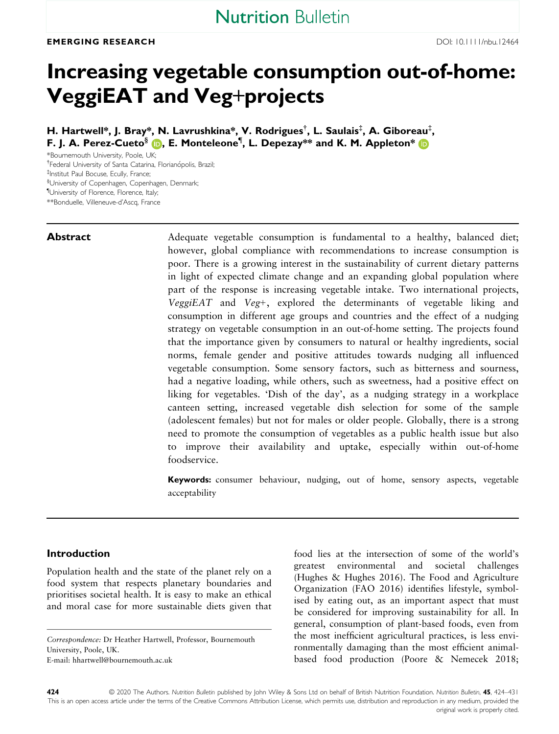**EMERGING RESEARCH**

DOI: 10.1111/nbu.12464

# Increasing vegetable consumption out-of-home: VeggiEAT and Veg+projects

**H. Hartwell\*, J. Bray\*, N. Lavrushkina\*, V. Rodrigues†, L. Saulais‡, A. Giboreau‡, F. J. A. Perez-Cueto§, E. Monteleone¶, L. Depezay\*\* and K. M. Appleton\***

\*Bournemouth University, Poole, UK;
†Federal University of Santa Catarina, Florianópolis, Brazil;
‡Institut Paul Bocuse, Ecully, France;
§University of Copenhagen, Copenhagen, Denmark;
¶University of Florence, Florence, Italy;
\*\*Bonduelle, Villeneuve-d'Ascq, France

## Abstract

Adequate vegetable consumption is fundamental to a healthy, balanced diet; however, global compliance with recommendations to increase consumption is poor. There is a growing interest in the sustainability of current dietary patterns in light of expected climate change and an expanding global population where part of the response is increasing vegetable intake. Two international projects, *VeggiEAT* and *Veg+*, explored the determinants of vegetable liking and consumption in different age groups and countries and the effect of a nudging strategy on vegetable consumption in an out-of-home setting. The projects found that the importance given by consumers to natural or healthy ingredients, social norms, female gender and positive attitudes towards nudging all influenced vegetable consumption. Some sensory factors, such as bitterness and sourness, had a negative loading, while others, such as sweetness, had a positive effect on liking for vegetables. 'Dish of the day', as a nudging strategy in a workplace canteen setting, increased vegetable dish selection for some of the sample (adolescent females) but not for males or older people. Globally, there is a strong need to promote the consumption of vegetables as a public health issue but also to improve their availability and uptake, especially within out-of-home foodservice.

**Keywords:** consumer behaviour, nudging, out of home, sensory aspects, vegetable acceptability

## Introduction

Population health and the state of the planet rely on a food system that respects planetary boundaries and prioritises societal health. It is easy to make an ethical and moral case for more sustainable diets given that food lies at the intersection of some of the world's greatest environmental and societal challenges (Hughes & Hughes 2016). The Food and Agriculture Organization (FAO 2016) identifies lifestyle, symbolised by eating out, as an important aspect that must be considered for improving sustainability for all. In general, consumption of plant-based foods, even from the most inefficient agricultural practices, is less environmentally damaging than the most efficient animal-based food production (Poore & Nemecek 2018;

*Correspondence:* Dr Heather Hartwell, Professor, Bournemouth University, Poole, UK.
E-mail: hhartwell@bournemouth.ac.uk

This is an open access article under the terms of the Creative Commons Attribution License, which permits use, distribution and reproduction in any medium, provided the original work is properly cited.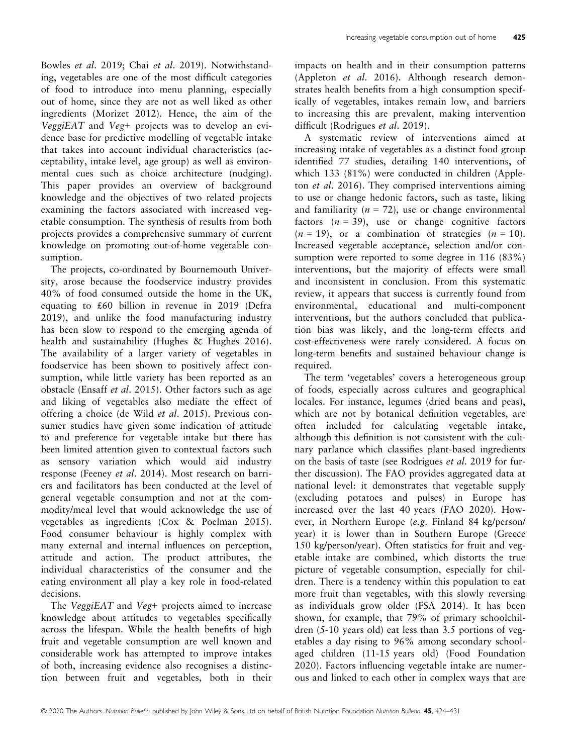Bowles *et al*. 2019; Chai *et al*. 2019). Notwithstanding, vegetables are one of the most difficult categories of food to introduce into menu planning, especially out of home, since they are not as well liked as other ingredients (Morizet 2012). Hence, the aim of the *VeggiEAT* and *Veg+* projects was to develop an evidence base for predictive modelling of vegetable intake that takes into account individual characteristics (acceptability, intake level, age group) as well as environmental cues such as choice architecture (nudging). This paper provides an overview of background knowledge and the objectives of two related projects examining the factors associated with increased vegetable consumption. The synthesis of results from both projects provides a comprehensive summary of current knowledge on promoting out-of-home vegetable consumption.

The projects, co-ordinated by Bournemouth University, arose because the foodservice industry provides 40% of food consumed outside the home in the UK, equating to £60 billion in revenue in 2019 (Defra 2019), and unlike the food manufacturing industry has been slow to respond to the emerging agenda of health and sustainability (Hughes & Hughes 2016). The availability of a larger variety of vegetables in foodservice has been shown to positively affect consumption, while little variety has been reported as an obstacle (Ensaff *et al*. 2015). Other factors such as age and liking of vegetables also mediate the effect of offering a choice (de Wild *et al*. 2015). Previous consumer studies have given some indication of attitude to and preference for vegetable intake but there has been limited attention given to contextual factors such as sensory variation which would aid industry response (Feeney *et al*. 2014). Most research on barriers and facilitators has been conducted at the level of general vegetable consumption and not at the commodity/meal level that would acknowledge the use of vegetables as ingredients (Cox & Poelman 2015). Food consumer behaviour is highly complex with many external and internal influences on perception, attitude and action. The product attributes, the individual characteristics of the consumer and the eating environment all play a key role in food-related decisions.

The *VeggiEAT* and *Veg+* projects aimed to increase knowledge about attitudes to vegetables specifically across the lifespan. While the health benefits of high fruit and vegetable consumption are well known and considerable work has attempted to improve intakes of both, increasing evidence also recognises a distinction between fruit and vegetables, both in their impacts on health and in their consumption patterns (Appleton *et al*. 2016). Although research demonstrates health benefits from a high consumption specifically of vegetables, intakes remain low, and barriers to increasing this are prevalent, making intervention difficult (Rodrigues *et al*. 2019).

A systematic review of interventions aimed at increasing intake of vegetables as a distinct food group identified 77 studies, detailing 140 interventions, of which 133 (81%) were conducted in children (Appleton *et al*. 2016). They comprised interventions aiming to use or change hedonic factors, such as taste, liking and familiarity ($n$ = 72), use or change environmental factors ($n$ = 39), use or change cognitive factors ($n$ = 19), or a combination of strategies ($n$ = 10). Increased vegetable acceptance, selection and/or consumption were reported to some degree in 116 (83%) interventions, but the majority of effects were small and inconsistent in conclusion. From this systematic review, it appears that success is currently found from environmental, educational and multi-component interventions, but the authors concluded that publication bias was likely, and the long-term effects and cost-effectiveness were rarely considered. A focus on long-term benefits and sustained behaviour change is required.

The term 'vegetables' covers a heterogeneous group of foods, especially across cultures and geographical locales. For instance, legumes (dried beans and peas), which are not by botanical definition vegetables, are often included for calculating vegetable intake, although this definition is not consistent with the culinary parlance which classifies plant-based ingredients on the basis of taste (see Rodrigues *et al*. 2019 for further discussion). The FAO provides aggregated data at national level: it demonstrates that vegetable supply (excluding potatoes and pulses) in Europe has increased over the last 40 years (FAO 2020). However, in Northern Europe (*e.g*. Finland 84 kg/person/year) it is lower than in Southern Europe (Greece 150 kg/person/year). Often statistics for fruit and vegetable intake are combined, which distorts the true picture of vegetable consumption, especially for children. There is a tendency within this population to eat more fruit than vegetables, with this slowly reversing as individuals grow older (FSA 2014). It has been shown, for example, that 79% of primary schoolchildren (5-10 years old) eat less than 3.5 portions of vegetables a day rising to 96% among secondary school-aged children (11-15 years old) (Food Foundation 2020). Factors influencing vegetable intake are numerous and linked to each other in complex ways that are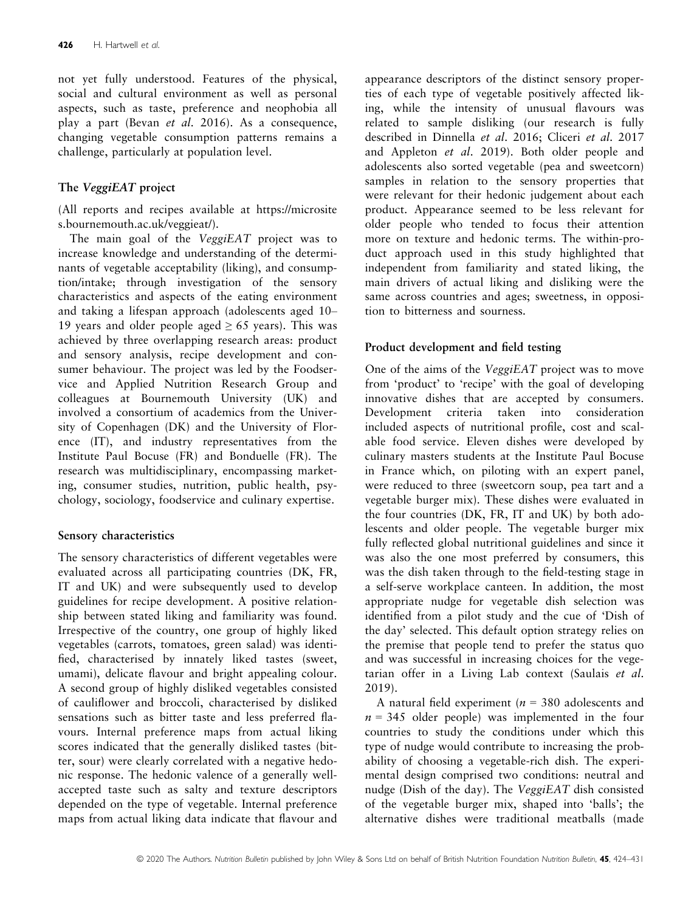not yet fully understood. Features of the physical, social and cultural environment as well as personal aspects, such as taste, preference and neophobia all play a part (Bevan *et al.* 2016). As a consequence, changing vegetable consumption patterns remains a challenge, particularly at population level.

## The *VeggiEAT* project

(All reports and recipes available at https://microsites.bournemouth.ac.uk/veggieat/).

The main goal of the *VeggiEAT* project was to increase knowledge and understanding of the determinants of vegetable acceptability (liking), and consumption/intake; through investigation of the sensory characteristics and aspects of the eating environment and taking a lifespan approach (adolescents aged 10–19 years and older people aged ≥ 65 years). This was achieved by three overlapping research areas: product and sensory analysis, recipe development and consumer behaviour. The project was led by the Foodservice and Applied Nutrition Research Group and colleagues at Bournemouth University (UK) and involved a consortium of academics from the University of Copenhagen (DK) and the University of Florence (IT), and industry representatives from the Institute Paul Bocuse (FR) and Bonduelle (FR). The research was multidisciplinary, encompassing marketing, consumer studies, nutrition, public health, psychology, sociology, foodservice and culinary expertise.

## Sensory characteristics

The sensory characteristics of different vegetables were evaluated across all participating countries (DK, FR, IT and UK) and were subsequently used to develop guidelines for recipe development. A positive relationship between stated liking and familiarity was found. Irrespective of the country, one group of highly liked vegetables (carrots, tomatoes, green salad) was identified, characterised by innately liked tastes (sweet, umami), delicate flavour and bright appealing colour. A second group of highly disliked vegetables consisted of cauliflower and broccoli, characterised by disliked sensations such as bitter taste and less preferred flavours. Internal preference maps from actual liking scores indicated that the generally disliked tastes (bitter, sour) were clearly correlated with a negative hedonic response. The hedonic valence of a generally well-accepted taste such as salty and texture descriptors depended on the type of vegetable. Internal preference maps from actual liking data indicate that flavour and appearance descriptors of the distinct sensory properties of each type of vegetable positively affected liking, while the intensity of unusual flavours was related to sample disliking (our research is fully described in Dinnella *et al.* 2016; Cliceri *et al.* 2017 and Appleton *et al.* 2019). Both older people and adolescents also sorted vegetable (pea and sweetcorn) samples in relation to the sensory properties that were relevant for their hedonic judgement about each product. Appearance seemed to be less relevant for older people who tended to focus their attention more on texture and hedonic terms. The within-product approach used in this study highlighted that independent from familiarity and stated liking, the main drivers of actual liking and disliking were the same across countries and ages; sweetness, in opposition to bitterness and sourness.

## Product development and field testing

One of the aims of the *VeggiEAT* project was to move from 'product' to 'recipe' with the goal of developing innovative dishes that are accepted by consumers. Development criteria taken into consideration included aspects of nutritional profile, cost and scalable food service. Eleven dishes were developed by culinary masters students at the Institute Paul Bocuse in France which, on piloting with an expert panel, were reduced to three (sweetcorn soup, pea tart and a vegetable burger mix). These dishes were evaluated in the four countries (DK, FR, IT and UK) by both adolescents and older people. The vegetable burger mix fully reflected global nutritional guidelines and since it was also the one most preferred by consumers, this was the dish taken through to the field-testing stage in a self-serve workplace canteen. In addition, the most appropriate nudge for vegetable dish selection was identified from a pilot study and the cue of 'Dish of the day' selected. This default option strategy relies on the premise that people tend to prefer the status quo and was successful in increasing choices for the vegetarian offer in a Living Lab context (Saulais *et al.* 2019).

A natural field experiment ($n$ = 380 adolescents and $n$ = 345 older people) was implemented in the four countries to study the conditions under which this type of nudge would contribute to increasing the probability of choosing a vegetable-rich dish. The experimental design comprised two conditions: neutral and nudge (Dish of the day). The *VeggiEAT* dish consisted of the vegetable burger mix, shaped into 'balls'; the alternative dishes were traditional meatballs (made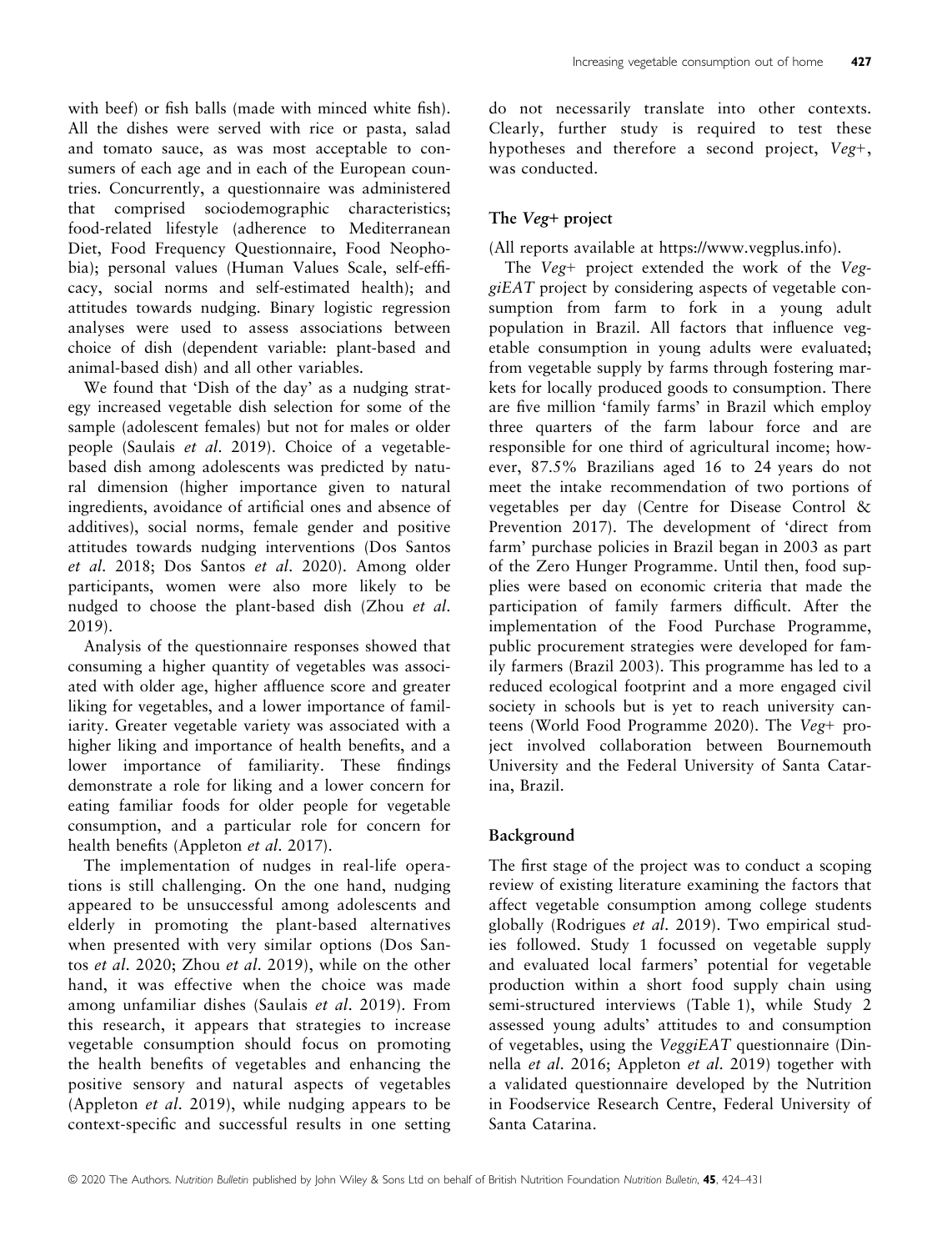with beef) or fish balls (made with minced white fish). All the dishes were served with rice or pasta, salad and tomato sauce, as was most acceptable to consumers of each age and in each of the European countries. Concurrently, a questionnaire was administered that comprised sociodemographic characteristics; food-related lifestyle (adherence to Mediterranean Diet, Food Frequency Questionnaire, Food Neophobia); personal values (Human Values Scale, self-efficacy, social norms and self-estimated health); and attitudes towards nudging. Binary logistic regression analyses were used to assess associations between choice of dish (dependent variable: plant-based and animal-based dish) and all other variables.

We found that 'Dish of the day' as a nudging strategy increased vegetable dish selection for some of the sample (adolescent females) but not for males or older people (Saulais *et al*. 2019). Choice of a vegetable-based dish among adolescents was predicted by natural dimension (higher importance given to natural ingredients, avoidance of artificial ones and absence of additives), social norms, female gender and positive attitudes towards nudging interventions (Dos Santos *et al*. 2018; Dos Santos *et al*. 2020). Among older participants, women were also more likely to be nudged to choose the plant-based dish (Zhou *et al*. 2019).

Analysis of the questionnaire responses showed that consuming a higher quantity of vegetables was associated with older age, higher affluence score and greater liking for vegetables, and a lower importance of familiarity. Greater vegetable variety was associated with a higher liking and importance of health benefits, and a lower importance of familiarity. These findings demonstrate a role for liking and a lower concern for eating familiar foods for older people for vegetable consumption, and a particular role for concern for health benefits (Appleton *et al*. 2017).

The implementation of nudges in real-life operations is still challenging. On the one hand, nudging appeared to be unsuccessful among adolescents and elderly in promoting the plant-based alternatives when presented with very similar options (Dos Santos *et al*. 2020; Zhou *et al*. 2019), while on the other hand, it was effective when the choice was made among unfamiliar dishes (Saulais *et al*. 2019). From this research, it appears that strategies to increase vegetable consumption should focus on promoting the health benefits of vegetables and enhancing the positive sensory and natural aspects of vegetables (Appleton *et al*. 2019), while nudging appears to be context-specific and successful results in one setting do not necessarily translate into other contexts. Clearly, further study is required to test these hypotheses and therefore a second project, *Veg+*, was conducted.

## The *Veg+* project

(All reports available at https://www.vegplus.info).

The *Veg+* project extended the work of the *VeggiEAT* project by considering aspects of vegetable consumption from farm to fork in a young adult population in Brazil. All factors that influence vegetable consumption in young adults were evaluated; from vegetable supply by farms through fostering markets for locally produced goods to consumption. There are five million 'family farms' in Brazil which employ three quarters of the farm labour force and are responsible for one third of agricultural income; however, 87.5% Brazilians aged 16 to 24 years do not meet the intake recommendation of two portions of vegetables per day (Centre for Disease Control & Prevention 2017). The development of 'direct from farm' purchase policies in Brazil began in 2003 as part of the Zero Hunger Programme. Until then, food supplies were based on economic criteria that made the participation of family farmers difficult. After the implementation of the Food Purchase Programme, public procurement strategies were developed for family farmers (Brazil 2003). This programme has led to a reduced ecological footprint and a more engaged civil society in schools but is yet to reach university canteens (World Food Programme 2020). The *Veg+* project involved collaboration between Bournemouth University and the Federal University of Santa Catarina, Brazil.

## Background

The first stage of the project was to conduct a scoping review of existing literature examining the factors that affect vegetable consumption among college students globally (Rodrigues *et al*. 2019). Two empirical studies followed. Study 1 focussed on vegetable supply and evaluated local farmers' potential for vegetable production within a short food supply chain using semi-structured interviews (Table 1), while Study 2 assessed young adults' attitudes to and consumption of vegetables, using the *VeggiEAT* questionnaire (Dinnella *et al*. 2016; Appleton *et al*. 2019) together with a validated questionnaire developed by the Nutrition in Foodservice Research Centre, Federal University of Santa Catarina.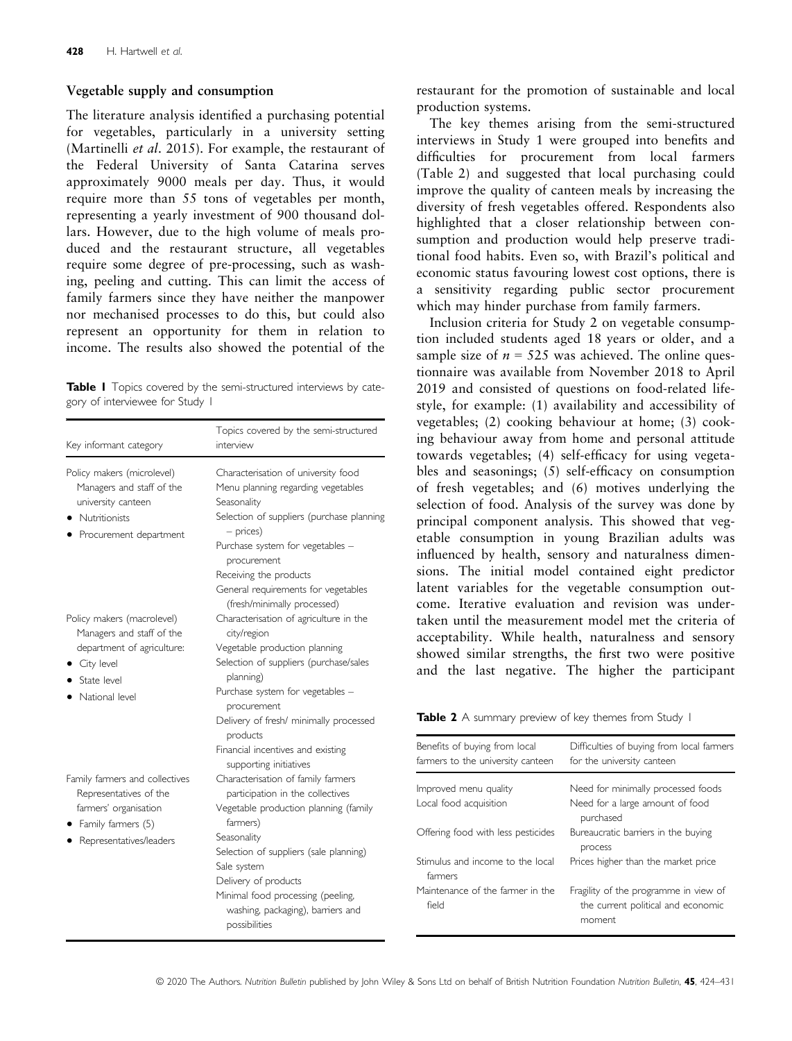### Vegetable supply and consumption

The literature analysis identified a purchasing potential for vegetables, particularly in a university setting (Martinelli *et al*. 2015). For example, the restaurant of the Federal University of Santa Catarina serves approximately 9000 meals per day. Thus, it would require more than 55 tons of vegetables per month, representing a yearly investment of 900 thousand dollars. However, due to the high volume of meals produced and the restaurant structure, all vegetables require some degree of pre-processing, such as washing, peeling and cutting. This can limit the access of family farmers since they have neither the manpower nor mechanised processes to do this, but could also represent an opportunity for them in relation to income. The results also showed the potential of the restaurant for the promotion of sustainable and local production systems.

**Table 1** Topics covered by the semi-structured interviews by category of interviewee for Study 1

| Key informant category | Topics covered by the semi-structured interview |
|---|---|
| Policy makers (microlevel)<br>Managers and staff of the university canteen<br>• Nutritionists<br>• Procurement department | Characterisation of university food<br>Menu planning regarding vegetables<br>Seasonality<br>Selection of suppliers (purchase planning – prices)<br>Purchase system for vegetables – procurement<br>Receiving the products<br>General requirements for vegetables (fresh/minimally processed) |
| Policy makers (macrolevel)<br>Managers and staff of the department of agriculture:<br>• City level<br>• State level<br>• National level | Characterisation of agriculture in the city/region<br>Vegetable production planning<br>Selection of suppliers (purchase/sales planning)<br>Purchase system for vegetables – procurement<br>Delivery of fresh/ minimally processed products<br>Financial incentives and existing supporting initiatives |
| Family farmers and collectives<br>Representatives of the farmers' organisation<br>• Family farmers (5)<br>• Representatives/leaders | Characterisation of family farmers participation in the collectives<br>Vegetable production planning (family farmers)<br>Seasonality<br>Selection of suppliers (sale planning)<br>Sale system<br>Delivery of products<br>Minimal food processing (peeling, washing, packaging), barriers and possibilities |

The key themes arising from the semi-structured interviews in Study 1 were grouped into benefits and difficulties for procurement from local farmers (Table 2) and suggested that local purchasing could improve the quality of canteen meals by increasing the diversity of fresh vegetables offered. Respondents also highlighted that a closer relationship between consumption and production would help preserve traditional food habits. Even so, with Brazil's political and economic status favouring lowest cost options, there is a sensitivity regarding public sector procurement which may hinder purchase from family farmers.

Inclusion criteria for Study 2 on vegetable consumption included students aged 18 years or older, and a sample size of $n = 525$ was achieved. The online questionnaire was available from November 2018 to April 2019 and consisted of questions on food-related lifestyle, for example: (1) availability and accessibility of vegetables; (2) cooking behaviour at home; (3) cooking behaviour away from home and personal attitude towards vegetables; (4) self-efficacy for using vegetables and seasonings; (5) self-efficacy on consumption of fresh vegetables; and (6) motives underlying the selection of food. Analysis of the survey was done by principal component analysis. This showed that vegetable consumption in young Brazilian adults was influenced by health, sensory and naturalness dimensions. The initial model contained eight predictor latent variables for the vegetable consumption outcome. Iterative evaluation and revision was undertaken until the measurement model met the criteria of acceptability. While health, naturalness and sensory showed similar strengths, the first two were positive and the last negative. The higher the participant

**Table 2** A summary preview of key themes from Study 1

| Benefits of buying from local farmers to the university canteen | Difficulties of buying from local farmers for the university canteen |
|---|---|
| Improved menu quality | Need for minimally processed foods |
| Local food acquisition | Need for a large amount of food purchased |
| Offering food with less pesticides | Bureaucratic barriers in the buying process |
| Stimulus and income to the local farmers | Prices higher than the market price |
| Maintenance of the farmer in the field | Fragility of the programme in view of the current political and economic moment |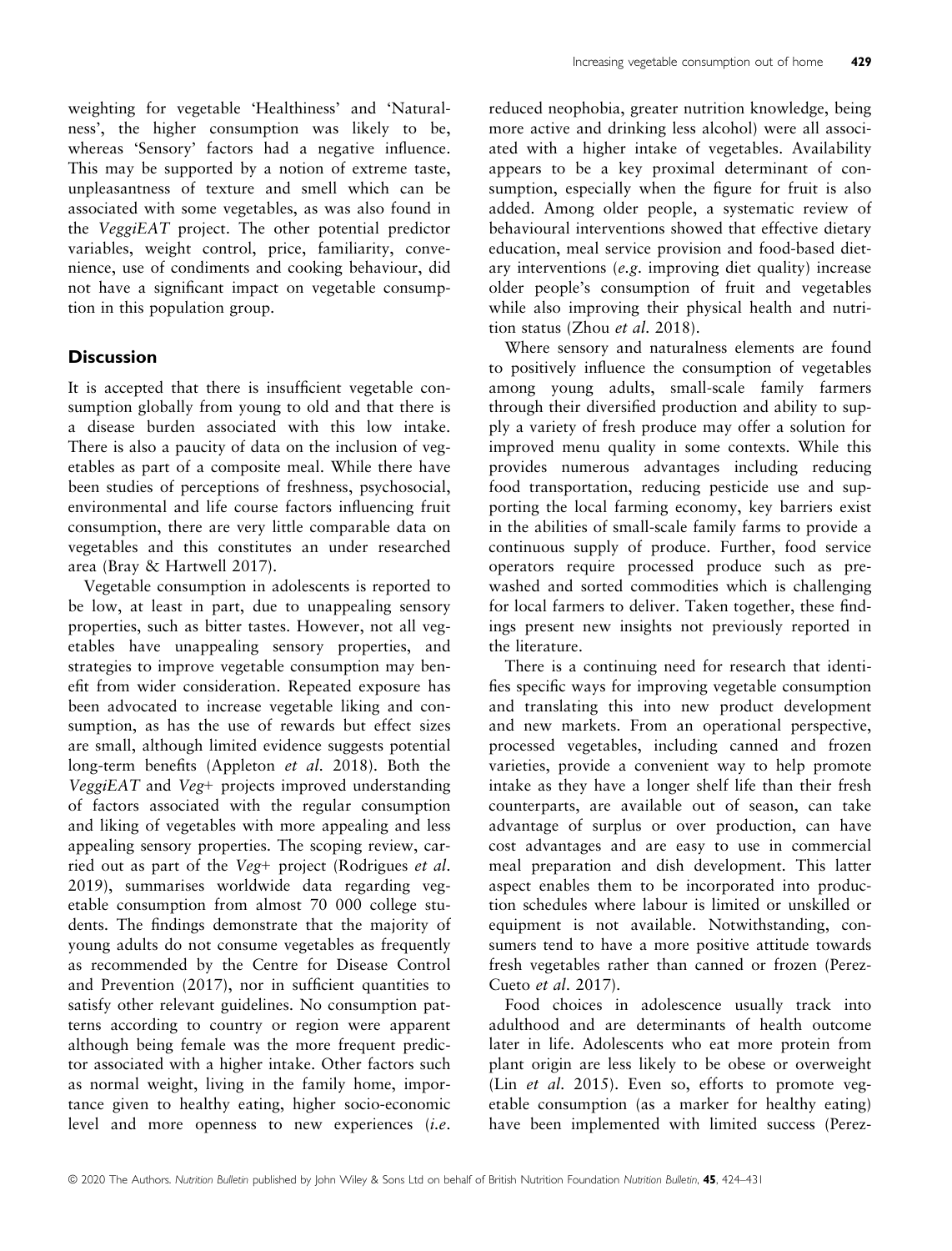weighting for vegetable 'Healthiness' and 'Naturalness', the higher consumption was likely to be, whereas 'Sensory' factors had a negative influence. This may be supported by a notion of extreme taste, unpleasantness of texture and smell which can be associated with some vegetables, as was also found in the *VeggiEAT* project. The other potential predictor variables, weight control, price, familiarity, convenience, use of condiments and cooking behaviour, did not have a significant impact on vegetable consumption in this population group.

## Discussion

It is accepted that there is insufficient vegetable consumption globally from young to old and that there is a disease burden associated with this low intake. There is also a paucity of data on the inclusion of vegetables as part of a composite meal. While there have been studies of perceptions of freshness, psychosocial, environmental and life course factors influencing fruit consumption, there are very little comparable data on vegetables and this constitutes an under researched area (Bray & Hartwell 2017).

Vegetable consumption in adolescents is reported to be low, at least in part, due to unappealing sensory properties, such as bitter tastes. However, not all vegetables have unappealing sensory properties, and strategies to improve vegetable consumption may benefit from wider consideration. Repeated exposure has been advocated to increase vegetable liking and consumption, as has the use of rewards but effect sizes are small, although limited evidence suggests potential long-term benefits (Appleton *et al*. 2018). Both the *VeggiEAT* and *Veg+* projects improved understanding of factors associated with the regular consumption and liking of vegetables with more appealing and less appealing sensory properties. The scoping review, carried out as part of the *Veg+* project (Rodrigues *et al*. 2019), summarises worldwide data regarding vegetable consumption from almost 70 000 college students. The findings demonstrate that the majority of young adults do not consume vegetables as frequently as recommended by the Centre for Disease Control and Prevention (2017), nor in sufficient quantities to satisfy other relevant guidelines. No consumption patterns according to country or region were apparent although being female was the more frequent predictor associated with a higher intake. Other factors such as normal weight, living in the family home, importance given to healthy eating, higher socio-economic level and more openness to new experiences (*i.e*. reduced neophobia, greater nutrition knowledge, being more active and drinking less alcohol) were all associated with a higher intake of vegetables. Availability appears to be a key proximal determinant of consumption, especially when the figure for fruit is also added. Among older people, a systematic review of behavioural interventions showed that effective dietary education, meal service provision and food-based dietary interventions (*e.g*. improving diet quality) increase older people's consumption of fruit and vegetables while also improving their physical health and nutrition status (Zhou *et al*. 2018).

Where sensory and naturalness elements are found to positively influence the consumption of vegetables among young adults, small-scale family farmers through their diversified production and ability to supply a variety of fresh produce may offer a solution for improved menu quality in some contexts. While this provides numerous advantages including reducing food transportation, reducing pesticide use and supporting the local farming economy, key barriers exist in the abilities of small-scale family farms to provide a continuous supply of produce. Further, food service operators require processed produce such as prewashed and sorted commodities which is challenging for local farmers to deliver. Taken together, these findings present new insights not previously reported in the literature.

There is a continuing need for research that identifies specific ways for improving vegetable consumption and translating this into new product development and new markets. From an operational perspective, processed vegetables, including canned and frozen varieties, provide a convenient way to help promote intake as they have a longer shelf life than their fresh counterparts, are available out of season, can take advantage of surplus or over production, can have cost advantages and are easy to use in commercial meal preparation and dish development. This latter aspect enables them to be incorporated into production schedules where labour is limited or unskilled or equipment is not available. Notwithstanding, consumers tend to have a more positive attitude towards fresh vegetables rather than canned or frozen (Perez-Cueto *et al*. 2017).

Food choices in adolescence usually track into adulthood and are determinants of health outcome later in life. Adolescents who eat more protein from plant origin are less likely to be obese or overweight (Lin *et al*. 2015). Even so, efforts to promote vegetable consumption (as a marker for healthy eating) have been implemented with limited success (Perez-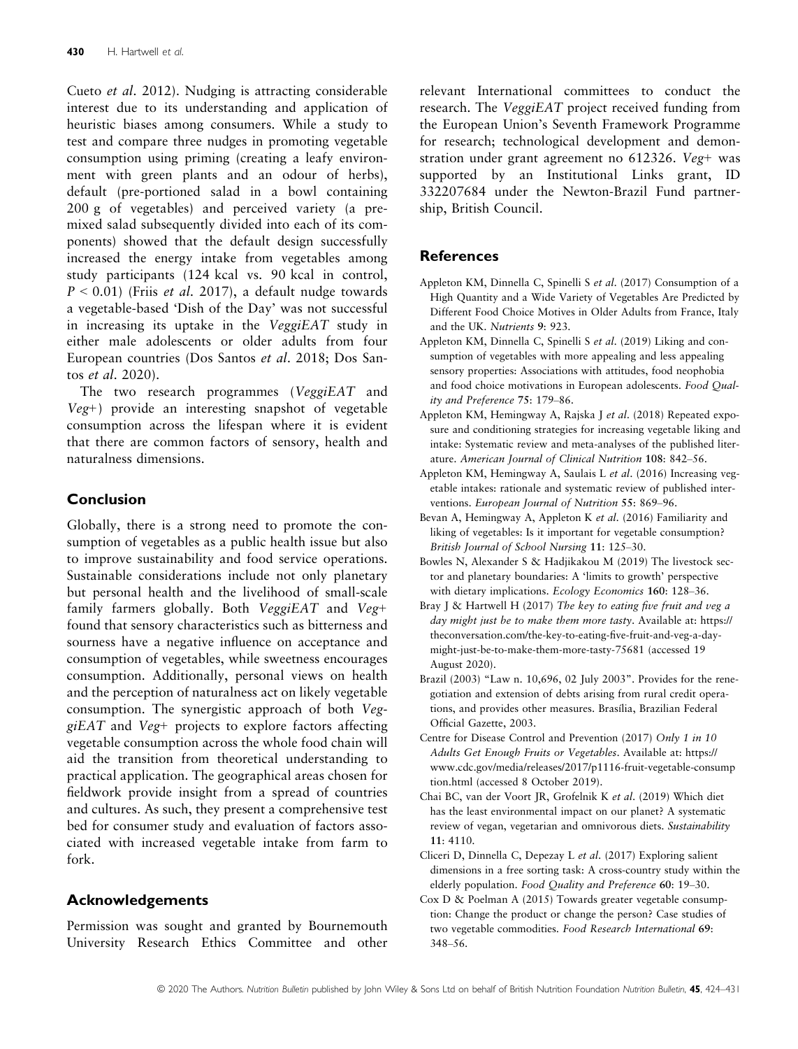Cueto *et al*. 2012). Nudging is attracting considerable interest due to its understanding and application of heuristic biases among consumers. While a study to test and compare three nudges in promoting vegetable consumption using priming (creating a leafy environment with green plants and an odour of herbs), default (pre-portioned salad in a bowl containing 200 g of vegetables) and perceived variety (a pre-mixed salad subsequently divided into each of its components) showed that the default design successfully increased the energy intake from vegetables among study participants (124 kcal vs. 90 kcal in control, $P < 0.01$) (Friis *et al*. 2017), a default nudge towards a vegetable-based 'Dish of the Day' was not successful in increasing its uptake in the *VeggiEAT* study in either male adolescents or older adults from four European countries (Dos Santos *et al*. 2018; Dos Santos *et al*. 2020).

The two research programmes (*VeggiEAT* and *Veg+*) provide an interesting snapshot of vegetable consumption across the lifespan where it is evident that there are common factors of sensory, health and naturalness dimensions.

## Conclusion

Globally, there is a strong need to promote the consumption of vegetables as a public health issue but also to improve sustainability and food service operations. Sustainable considerations include not only planetary but personal health and the livelihood of small-scale family farmers globally. Both *VeggiEAT* and *Veg+* found that sensory characteristics such as bitterness and sourness have a negative influence on acceptance and consumption of vegetables, while sweetness encourages consumption. Additionally, personal views on health and the perception of naturalness act on likely vegetable consumption. The synergistic approach of both *VeggiEAT* and *Veg+* projects to explore factors affecting vegetable consumption across the whole food chain will aid the transition from theoretical understanding to practical application. The geographical areas chosen for fieldwork provide insight from a spread of countries and cultures. As such, they present a comprehensive test bed for consumer study and evaluation of factors associated with increased vegetable intake from farm to fork.

## Acknowledgements

Permission was sought and granted by Bournemouth University Research Ethics Committee and other relevant International committees to conduct the research. The *VeggiEAT* project received funding from the European Union's Seventh Framework Programme for research; technological development and demonstration under grant agreement no 612326. *Veg+* was supported by an Institutional Links grant, ID 332207684 under the Newton-Brazil Fund partnership, British Council.

## References

Appleton KM, Dinnella C, Spinelli S *et al*. (2017) Consumption of a High Quantity and a Wide Variety of Vegetables Are Predicted by Different Food Choice Motives in Older Adults from France, Italy and the UK. *Nutrients* **9**: 923.

Appleton KM, Dinnella C, Spinelli S *et al*. (2019) Liking and consumption of vegetables with more appealing and less appealing sensory properties: Associations with attitudes, food neophobia and food choice motivations in European adolescents. *Food Quality and Preference* **75**: 179–86.

Appleton KM, Hemingway A, Rajska J *et al*. (2018) Repeated exposure and conditioning strategies for increasing vegetable liking and intake: Systematic review and meta-analyses of the published literature. *American Journal of Clinical Nutrition* **108**: 842–56.

Appleton KM, Hemingway A, Saulais L *et al*. (2016) Increasing vegetable intakes: rationale and systematic review of published interventions. *European Journal of Nutrition* **55**: 869–96.

Bevan A, Hemingway A, Appleton K *et al*. (2016) Familiarity and liking of vegetables: Is it important for vegetable consumption? *British Journal of School Nursing* **11**: 125–30.

Bowles N, Alexander S & Hadjikakou M (2019) The livestock sector and planetary boundaries: A 'limits to growth' perspective with dietary implications. *Ecology Economics* **160**: 128–36.

Bray J & Hartwell H (2017) *The key to eating five fruit and veg a day might just be to make them more tasty*. Available at: https://theconversation.com/the-key-to-eating-five-fruit-and-veg-a-day-might-just-be-to-make-them-more-tasty-75681 (accessed 19 August 2020).

Brazil (2003) "Law n. 10,696, 02 July 2003". Provides for the renegotiation and extension of debts arising from rural credit operations, and provides other measures. Brasília, Brazilian Federal Official Gazette, 2003.

Centre for Disease Control and Prevention (2017) *Only 1 in 10 Adults Get Enough Fruits or Vegetables*. Available at: https://www.cdc.gov/media/releases/2017/p1116-fruit-vegetable-consumption.html (accessed 8 October 2019).

Chai BC, van der Voort JR, Grofelnik K *et al*. (2019) Which diet has the least environmental impact on our planet? A systematic review of vegan, vegetarian and omnivorous diets. *Sustainability* **11**: 4110.

Cliceri D, Dinnella C, Depezay L *et al*. (2017) Exploring salient dimensions in a free sorting task: A cross-country study within the elderly population. *Food Quality and Preference* **60**: 19–30.

Cox D & Poelman A (2015) Towards greater vegetable consumption: Change the product or change the person? Case studies of two vegetable commodities. *Food Research International* **69**: 348–56.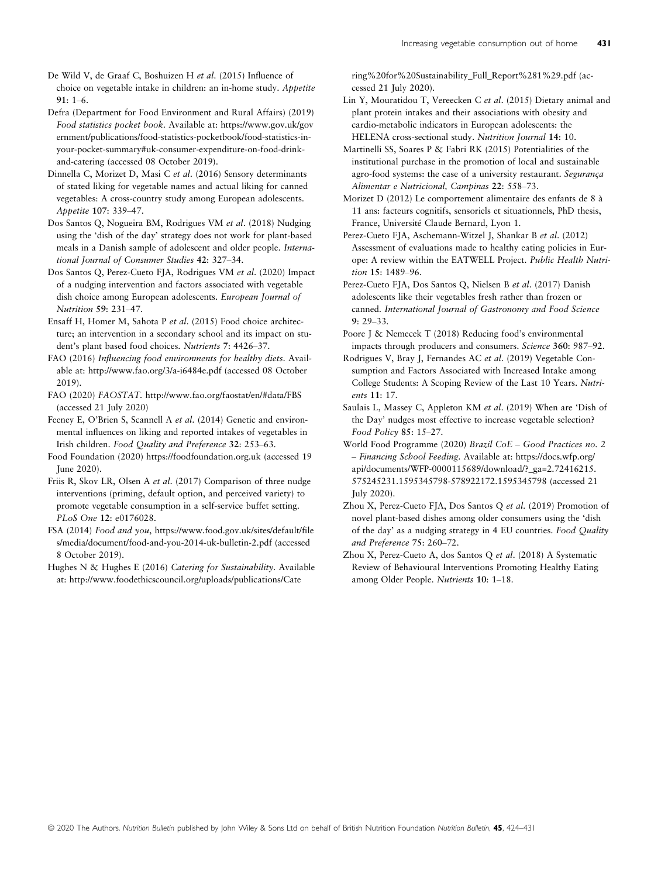De Wild V, de Graaf C, Boshuizen H *et al*. (2015) Influence of choice on vegetable intake in children: an in-home study. *Appetite* **91**: 1–6.

Defra (Department for Food Environment and Rural Affairs) (2019) *Food statistics pocket book*. Available at: https://www.gov.uk/government/publications/food-statistics-pocketbook/food-statistics-in-your-pocket-summary#uk-consumer-expenditure-on-food-drink-and-catering (accessed 08 October 2019).

Dinnella C, Morizet D, Masi C *et al*. (2016) Sensory determinants of stated liking for vegetable names and actual liking for canned vegetables: A cross-country study among European adolescents. *Appetite* **107**: 339–47.

Dos Santos Q, Nogueira BM, Rodrigues VM *et al*. (2018) Nudging using the 'dish of the day' strategy does not work for plant-based meals in a Danish sample of adolescent and older people. *International Journal of Consumer Studies* **42**: 327–34.

Dos Santos Q, Perez-Cueto FJA, Rodrigues VM *et al*. (2020) Impact of a nudging intervention and factors associated with vegetable dish choice among European adolescents. *European Journal of Nutrition* **59**: 231–47.

Ensaff H, Homer M, Sahota P *et al*. (2015) Food choice architecture; an intervention in a secondary school and its impact on student's plant based food choices. *Nutrients* **7**: 4426–37.

FAO (2016) *Influencing food environments for healthy diets*. Available at: http://www.fao.org/3/a-i6484e.pdf (accessed 08 October 2019).

FAO (2020) *FAOSTAT*. http://www.fao.org/faostat/en/#data/FBS (accessed 21 July 2020)

Feeney E, O'Brien S, Scannell A *et al*. (2014) Genetic and environmental influences on liking and reported intakes of vegetables in Irish children. *Food Quality and Preference* **32**: 253–63.

Food Foundation (2020) https://foodfoundation.org.uk (accessed 19 June 2020).

Friis R, Skov LR, Olsen A *et al*. (2017) Comparison of three nudge interventions (priming, default option, and perceived variety) to promote vegetable consumption in a self-service buffet setting. *PLoS One* **12**: e0176028.

FSA (2014) *Food and you*, https://www.food.gov.uk/sites/default/files/media/document/food-and-you-2014-uk-bulletin-2.pdf (accessed 8 October 2019).

Hughes N & Hughes E (2016) *Catering for Sustainability*. Available at: http://www.foodethicscouncil.org/uploads/publications/Catering%20for%20Sustainability_Full_Report%281%29.pdf (accessed 21 July 2020).

Lin Y, Mouratidou T, Vereecken C *et al*. (2015) Dietary animal and plant protein intakes and their associations with obesity and cardio-metabolic indicators in European adolescents: the HELENA cross-sectional study. *Nutrition Journal* **14**: 10.

Martinelli SS, Soares P & Fabri RK (2015) Potentialities of the institutional purchase in the promotion of local and sustainable agro-food systems: the case of a university restaurant. *Segurança Alimentar e Nutricional, Campinas* **22**: 558–73.

Morizet D (2012) Le comportement alimentaire des enfants de 8 à 11 ans: facteurs cognitifs, sensoriels et situationnels, PhD thesis, France, Université Claude Bernard, Lyon 1.

Perez-Cueto FJA, Aschemann-Witzel J, Shankar B *et al*. (2012) Assessment of evaluations made to healthy eating policies in Europe: A review within the EATWELL Project. *Public Health Nutrition* **15**: 1489–96.

Perez-Cueto FJA, Dos Santos Q, Nielsen B *et al*. (2017) Danish adolescents like their vegetables fresh rather than frozen or canned. *International Journal of Gastronomy and Food Science* **9**: 29–33.

Poore J & Nemecek T (2018) Reducing food's environmental impacts through producers and consumers. *Science* **360**: 987–92.

Rodrigues V, Bray J, Fernandes AC *et al*. (2019) Vegetable Consumption and Factors Associated with Increased Intake among College Students: A Scoping Review of the Last 10 Years. *Nutrients* **11**: 17.

Saulais L, Massey C, Appleton KM *et al*. (2019) When are 'Dish of the Day' nudges most effective to increase vegetable selection? *Food Policy* **85**: 15–27.

World Food Programme (2020) *Brazil CoE – Good Practices no. 2 – Financing School Feeding*. Available at: https://docs.wfp.org/api/documents/WFP-0000115689/download/?_ga=2.72416215.575245231.1595345798-578922172.1595345798 (accessed 21 July 2020).

Zhou X, Perez-Cueto FJA, Dos Santos Q *et al*. (2019) Promotion of novel plant-based dishes among older consumers using the 'dish of the day' as a nudging strategy in 4 EU countries. *Food Quality and Preference* **75**: 260–72.

Zhou X, Perez-Cueto A, dos Santos Q *et al*. (2018) A Systematic Review of Behavioural Interventions Promoting Healthy Eating among Older People. *Nutrients* **10**: 1–18.